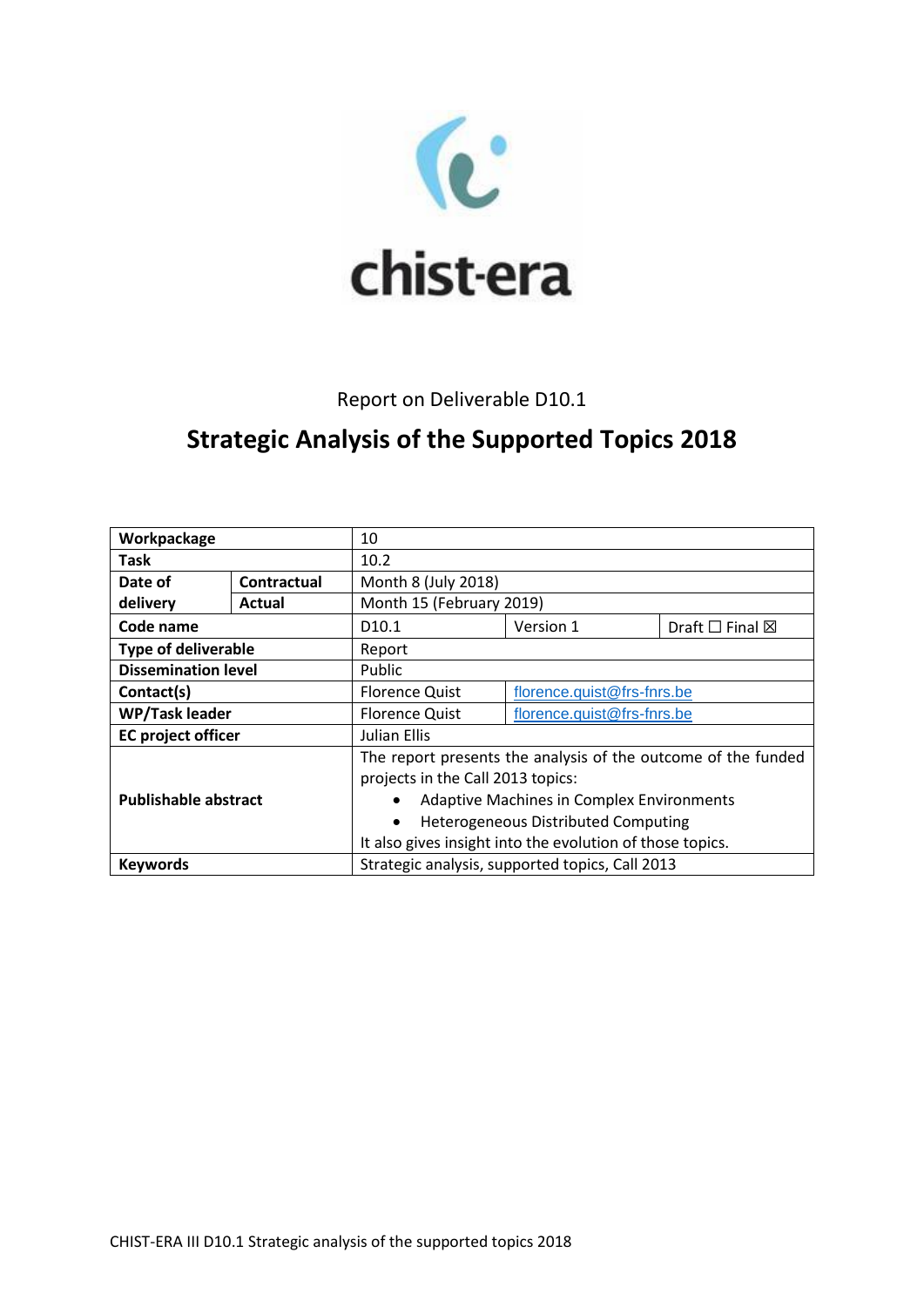chist-era

Report on Deliverable D10.1

# Strategic Analysis of the Supported Topics 2018

| Workpackage | | 10 | | |
|---|---|---|---|---|
| Task | | 10.2 | | |
| Date of delivery | Contractual | Month 8 (July 2018) | | |
| | Actual | Month 15 (February 2019) | | |
| Code name | | D10.1 | Version 1 | Draft ☐ Final ☒ |
| Type of deliverable | | Report | | |
| Dissemination level | | Public | | |
| Contact(s) | | Florence Quist | florence.quist@frs-fnrs.be | |
| WP/Task leader | | Florence Quist | florence.quist@frs-fnrs.be | |
| EC project officer | | Julian Ellis | | |
| Publishable abstract | | The report presents the analysis of the outcome of the funded projects in the Call 2013 topics: • Adaptive Machines in Complex Environments • Heterogeneous Distributed Computing It also gives insight into the evolution of those topics. | | |
| Keywords | | Strategic analysis, supported topics, Call 2013 | | |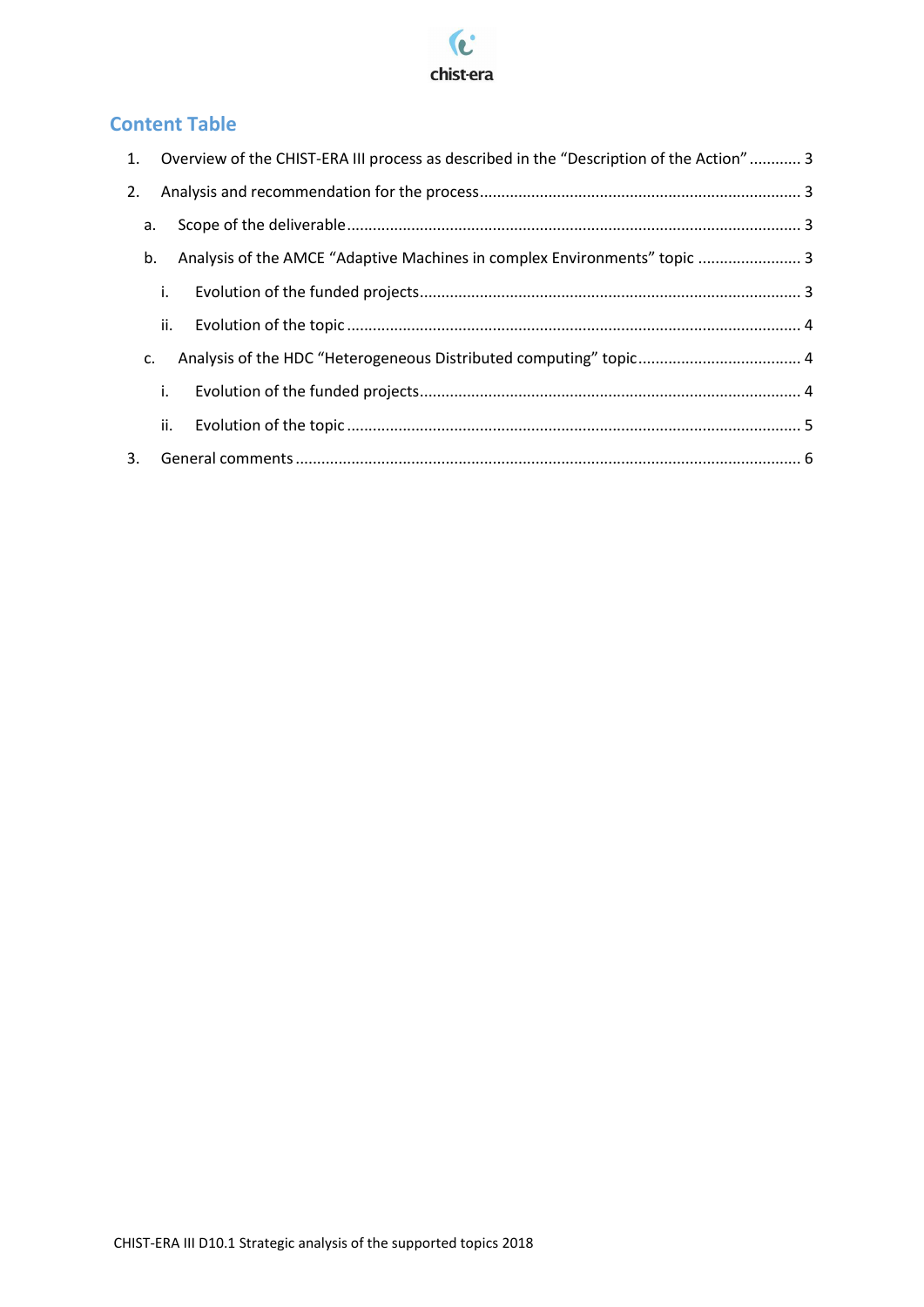## Content Table

1. Overview of the CHIST-ERA III process as described in the "Description of the Action" ............ 3
2. Analysis and recommendation for the process ........................................................................... 3
   a. Scope of the deliverable ......................................................................................................... 3
   b. Analysis of the AMCE "Adaptive Machines in complex Environments" topic ........................ 3
      i. Evolution of the funded projects ........................................................................................ 3
      ii. Evolution of the topic ......................................................................................................... 4
   c. Analysis of the HDC "Heterogeneous Distributed computing" topic ...................................... 4
      i. Evolution of the funded projects ........................................................................................ 4
      ii. Evolution of the topic ......................................................................................................... 5
3. General comments ..................................................................................................................... 6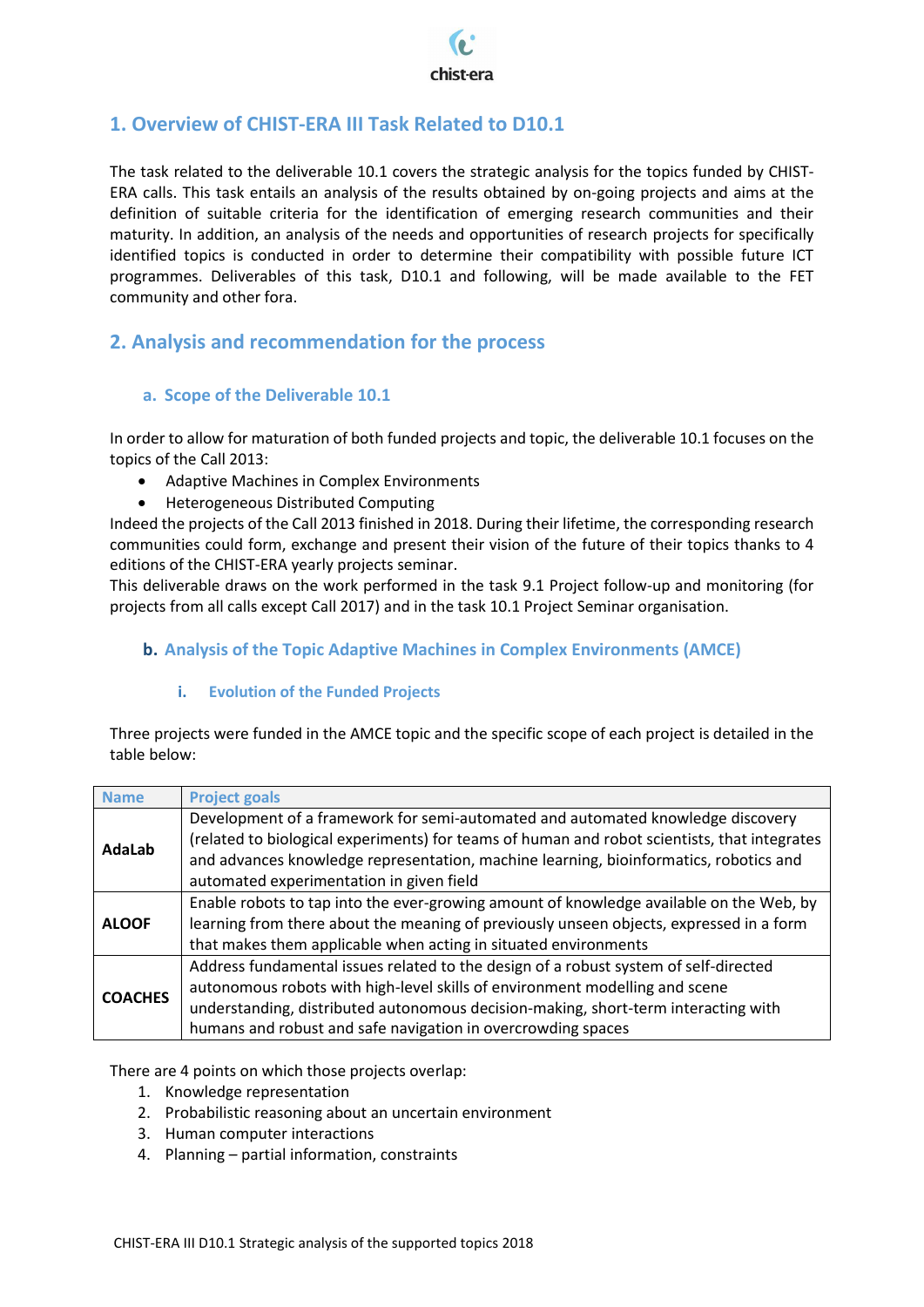## 1. Overview of CHIST-ERA III Task Related to D10.1

The task related to the deliverable 10.1 covers the strategic analysis for the topics funded by CHIST-ERA calls. This task entails an analysis of the results obtained by on-going projects and aims at the definition of suitable criteria for the identification of emerging research communities and their maturity. In addition, an analysis of the needs and opportunities of research projects for specifically identified topics is conducted in order to determine their compatibility with possible future ICT programmes. Deliverables of this task, D10.1 and following, will be made available to the FET community and other fora.

## 2. Analysis and recommendation for the process

### a. Scope of the Deliverable 10.1

In order to allow for maturation of both funded projects and topic, the deliverable 10.1 focuses on the topics of the Call 2013:

- Adaptive Machines in Complex Environments
- Heterogeneous Distributed Computing

Indeed the projects of the Call 2013 finished in 2018. During their lifetime, the corresponding research communities could form, exchange and present their vision of the future of their topics thanks to 4 editions of the CHIST-ERA yearly projects seminar.

This deliverable draws on the work performed in the task 9.1 Project follow-up and monitoring (for projects from all calls except Call 2017) and in the task 10.1 Project Seminar organisation.

### b. Analysis of the Topic Adaptive Machines in Complex Environments (AMCE)

#### i. Evolution of the Funded Projects

Three projects were funded in the AMCE topic and the specific scope of each project is detailed in the table below:

| Name | Project goals |
|---|---|
| **AdaLab** | Development of a framework for semi-automated and automated knowledge discovery (related to biological experiments) for teams of human and robot scientists, that integrates and advances knowledge representation, machine learning, bioinformatics, robotics and automated experimentation in given field |
| **ALOOF** | Enable robots to tap into the ever-growing amount of knowledge available on the Web, by learning from there about the meaning of previously unseen objects, expressed in a form that makes them applicable when acting in situated environments |
| **COACHES** | Address fundamental issues related to the design of a robust system of self-directed autonomous robots with high-level skills of environment modelling and scene understanding, distributed autonomous decision-making, short-term interacting with humans and robust and safe navigation in overcrowding spaces |

There are 4 points on which those projects overlap:

1. Knowledge representation
2. Probabilistic reasoning about an uncertain environment
3. Human computer interactions
4. Planning – partial information, constraints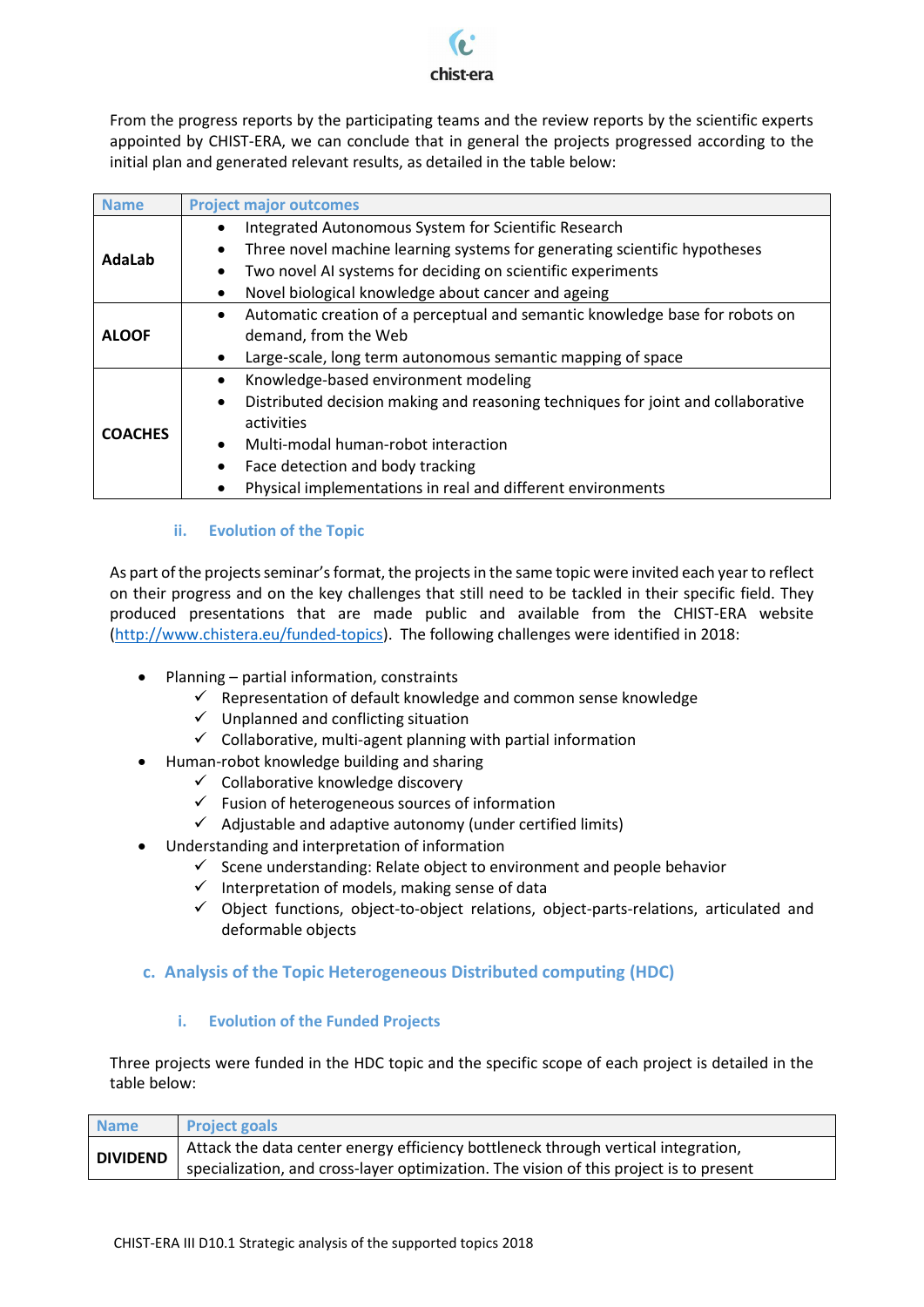From the progress reports by the participating teams and the review reports by the scientific experts appointed by CHIST-ERA, we can conclude that in general the projects progressed according to the initial plan and generated relevant results, as detailed in the table below:

| Name | Project major outcomes |
|---|---|
| **AdaLab** | • Integrated Autonomous System for Scientific Research<br>• Three novel machine learning systems for generating scientific hypotheses<br>• Two novel AI systems for deciding on scientific experiments<br>• Novel biological knowledge about cancer and ageing |
| **ALOOF** | • Automatic creation of a perceptual and semantic knowledge base for robots on demand, from the Web<br>• Large-scale, long term autonomous semantic mapping of space |
| **COACHES** | • Knowledge-based environment modeling<br>• Distributed decision making and reasoning techniques for joint and collaborative activities<br>• Multi-modal human-robot interaction<br>• Face detection and body tracking<br>• Physical implementations in real and different environments |

#### ii. Evolution of the Topic

As part of the projects seminar's format, the projects in the same topic were invited each year to reflect on their progress and on the key challenges that still need to be tackled in their specific field. They produced presentations that are made public and available from the CHIST-ERA website (http://www.chistera.eu/funded-topics). The following challenges were identified in 2018:

- Planning – partial information, constraints
  - ✓ Representation of default knowledge and common sense knowledge
  - ✓ Unplanned and conflicting situation
  - ✓ Collaborative, multi-agent planning with partial information
- Human-robot knowledge building and sharing
  - ✓ Collaborative knowledge discovery
  - ✓ Fusion of heterogeneous sources of information
  - ✓ Adjustable and adaptive autonomy (under certified limits)
- Understanding and interpretation of information
  - ✓ Scene understanding: Relate object to environment and people behavior
  - ✓ Interpretation of models, making sense of data
  - ✓ Object functions, object-to-object relations, object-parts-relations, articulated and deformable objects

### c. Analysis of the Topic Heterogeneous Distributed computing (HDC)

#### i. Evolution of the Funded Projects

Three projects were funded in the HDC topic and the specific scope of each project is detailed in the table below:

| Name | Project goals |
|---|---|
| **DIVIDEND** | Attack the data center energy efficiency bottleneck through vertical integration, specialization, and cross-layer optimization. The vision of this project is to present |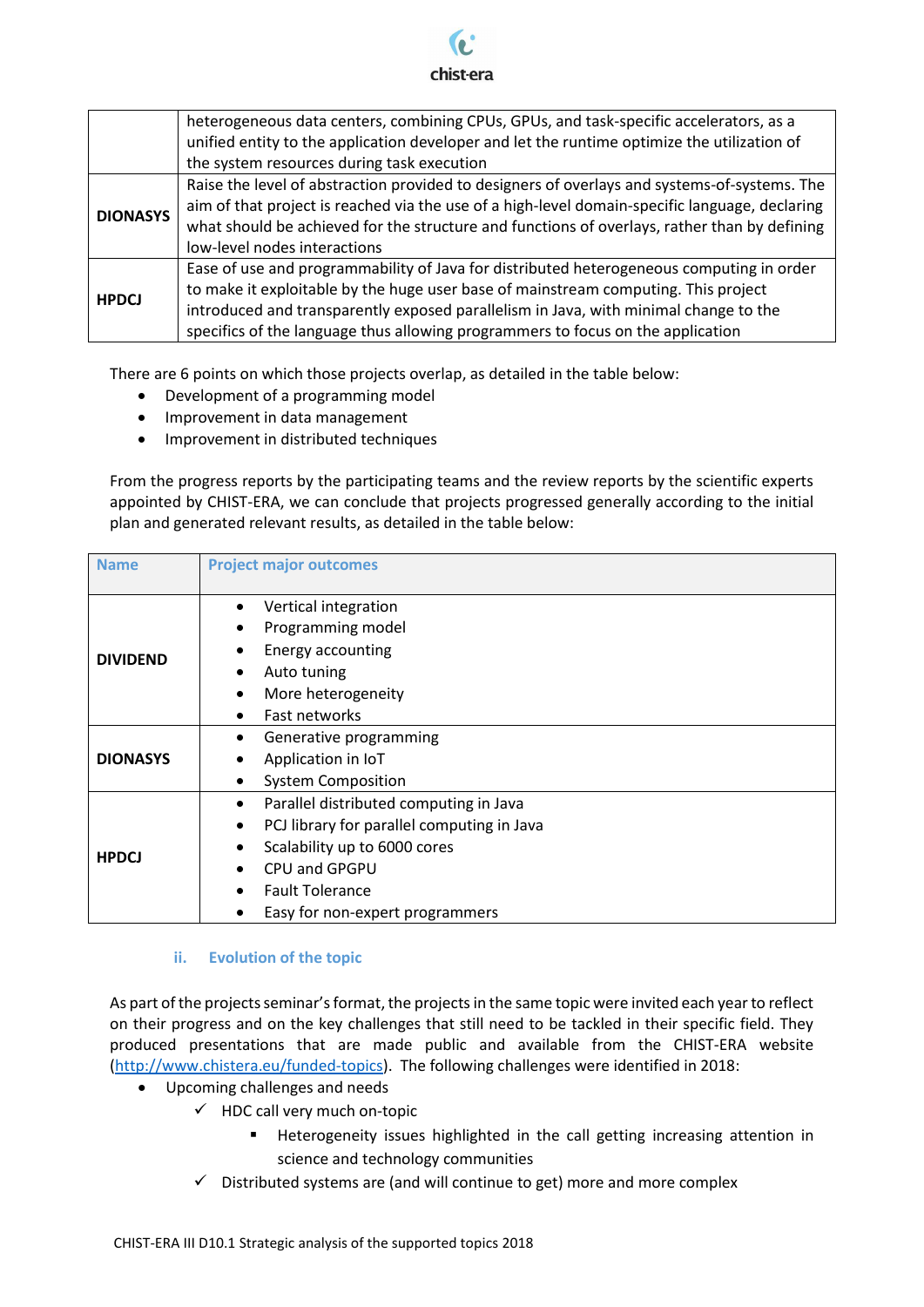| | |
|---|---|
| | heterogeneous data centers, combining CPUs, GPUs, and task-specific accelerators, as a unified entity to the application developer and let the runtime optimize the utilization of the system resources during task execution |
| **DIONASYS** | Raise the level of abstraction provided to designers of overlays and systems-of-systems. The aim of that project is reached via the use of a high-level domain-specific language, declaring what should be achieved for the structure and functions of overlays, rather than by defining low-level nodes interactions |
| **HPDCJ** | Ease of use and programmability of Java for distributed heterogeneous computing in order to make it exploitable by the huge user base of mainstream computing. This project introduced and transparently exposed parallelism in Java, with minimal change to the specifics of the language thus allowing programmers to focus on the application |

There are 6 points on which those projects overlap, as detailed in the table below:

- Development of a programming model
- Improvement in data management
- Improvement in distributed techniques

From the progress reports by the participating teams and the review reports by the scientific experts appointed by CHIST-ERA, we can conclude that projects progressed generally according to the initial plan and generated relevant results, as detailed in the table below:

| Name | Project major outcomes |
|---|---|
| **DIVIDEND** | • Vertical integration<br>• Programming model<br>• Energy accounting<br>• Auto tuning<br>• More heterogeneity<br>• Fast networks |
| **DIONASYS** | • Generative programming<br>• Application in IoT<br>• System Composition |
| **HPDCJ** | • Parallel distributed computing in Java<br>• PCJ library for parallel computing in Java<br>• Scalability up to 6000 cores<br>• CPU and GPGPU<br>• Fault Tolerance<br>• Easy for non-expert programmers |

### ii. Evolution of the topic

As part of the projects seminar's format, the projects in the same topic were invited each year to reflect on their progress and on the key challenges that still need to be tackled in their specific field. They produced presentations that are made public and available from the CHIST-ERA website ([http://www.chistera.eu/funded-topics](http://www.chistera.eu/funded-topics)). The following challenges were identified in 2018:

- Upcoming challenges and needs
  - ✓ HDC call very much on-topic
    - ▪ Heterogeneity issues highlighted in the call getting increasing attention in science and technology communities
  - ✓ Distributed systems are (and will continue to get) more and more complex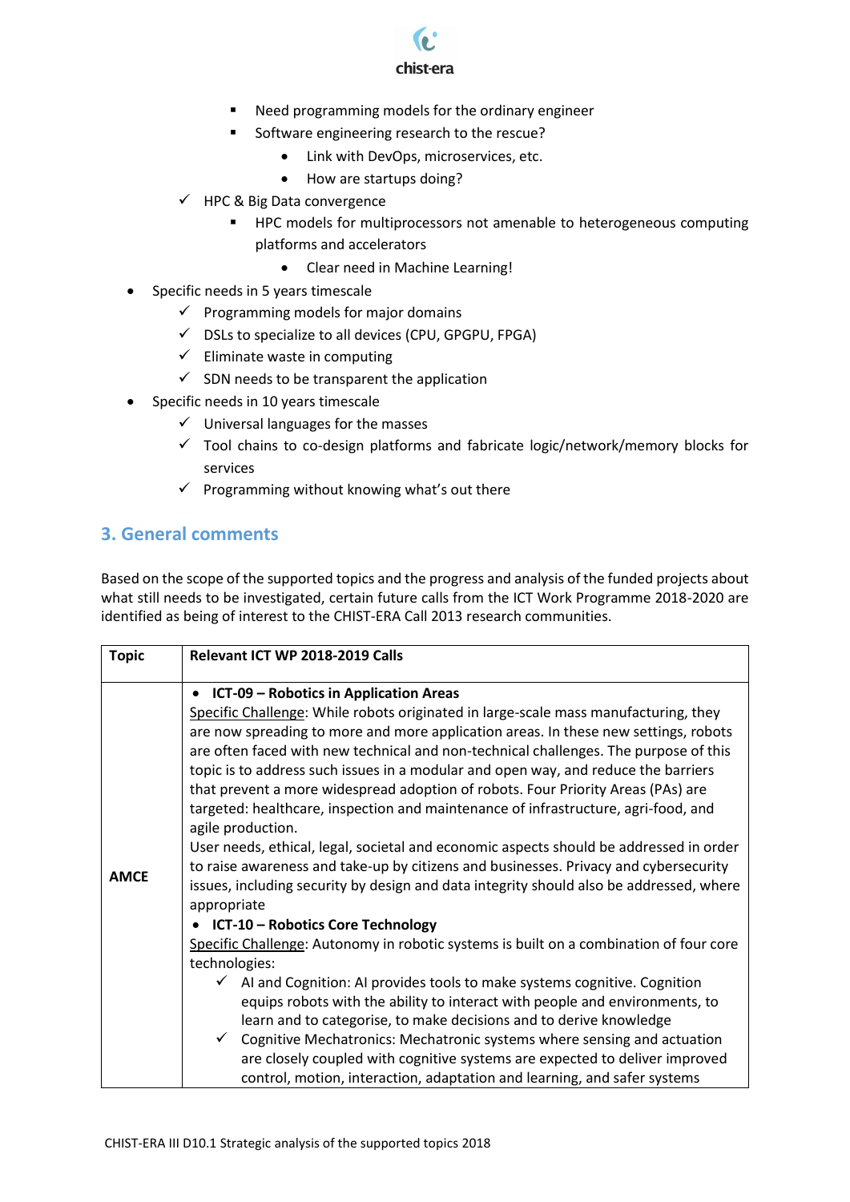- Need programming models for the ordinary engineer
        - Software engineering research to the rescue?
            - Link with DevOps, microservices, etc.
            - How are startups doing?
    - ✓ HPC & Big Data convergence
        - HPC models for multiprocessors not amenable to heterogeneous computing platforms and accelerators
            - Clear need in Machine Learning!
- Specific needs in 5 years timescale
    - ✓ Programming models for major domains
    - ✓ DSLs to specialize to all devices (CPU, GPGPU, FPGA)
    - ✓ Eliminate waste in computing
    - ✓ SDN needs to be transparent the application
- Specific needs in 10 years timescale
    - ✓ Universal languages for the masses
    - ✓ Tool chains to co-design platforms and fabricate logic/network/memory blocks for services
    - ✓ Programming without knowing what's out there

## 3. General comments

Based on the scope of the supported topics and the progress and analysis of the funded projects about what still needs to be investigated, certain future calls from the ICT Work Programme 2018-2020 are identified as being of interest to the CHIST-ERA Call 2013 research communities.

| Topic | Relevant ICT WP 2018-2019 Calls |
| --- | --- |
| **AMCE** | • **ICT-09 – Robotics in Application Areas**<br>Specific Challenge: While robots originated in large-scale mass manufacturing, they are now spreading to more and more application areas. In these new settings, robots are often faced with new technical and non-technical challenges. The purpose of this topic is to address such issues in a modular and open way, and reduce the barriers that prevent a more widespread adoption of robots. Four Priority Areas (PAs) are targeted: healthcare, inspection and maintenance of infrastructure, agri-food, and agile production.<br>User needs, ethical, legal, societal and economic aspects should be addressed in order to raise awareness and take-up by citizens and businesses. Privacy and cybersecurity issues, including security by design and data integrity should also be addressed, where appropriate<br>• **ICT-10 – Robotics Core Technology**<br>Specific Challenge: Autonomy in robotic systems is built on a combination of four core technologies:<br>✓ AI and Cognition: AI provides tools to make systems cognitive. Cognition equips robots with the ability to interact with people and environments, to learn and to categorise, to make decisions and to derive knowledge<br>✓ Cognitive Mechatronics: Mechatronic systems where sensing and actuation are closely coupled with cognitive systems are expected to deliver improved control, motion, interaction, adaptation and learning, and safer systems |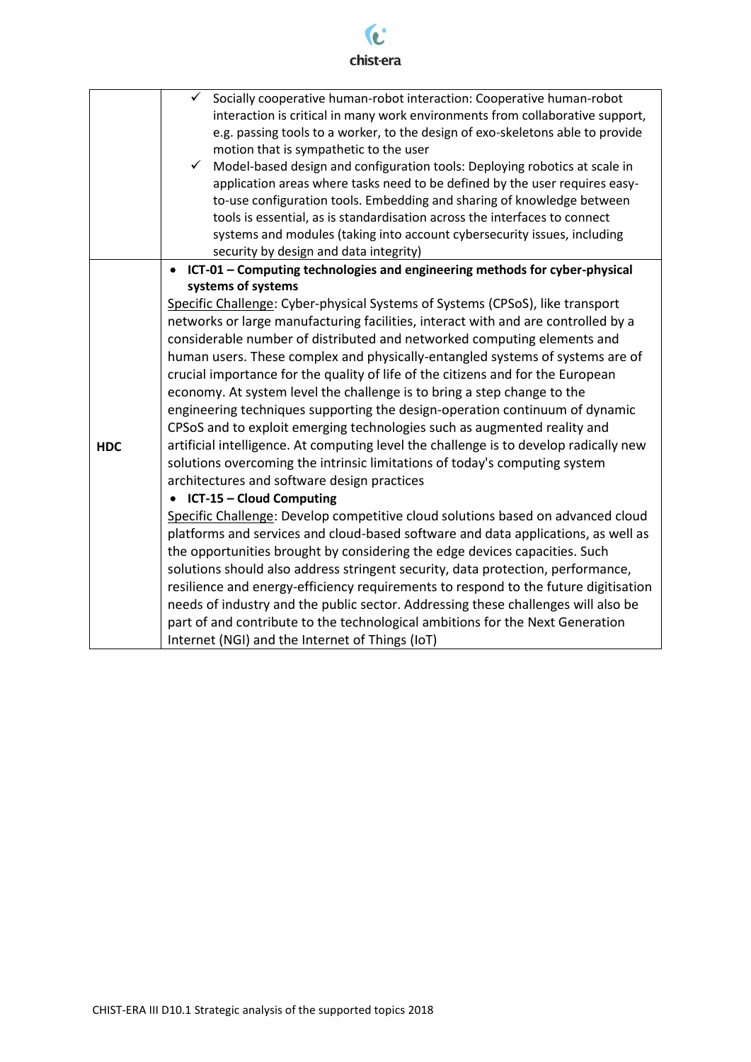| | |
|---|---|
| | ✓ Socially cooperative human-robot interaction: Cooperative human-robot interaction is critical in many work environments from collaborative support, e.g. passing tools to a worker, to the design of exo-skeletons able to provide motion that is sympathetic to the user<br>✓ Model-based design and configuration tools: Deploying robotics at scale in application areas where tasks need to be defined by the user requires easy-to-use configuration tools. Embedding and sharing of knowledge between tools is essential, as is standardisation across the interfaces to connect systems and modules (taking into account cybersecurity issues, including security by design and data integrity) |
| **HDC** | • **ICT-01 – Computing technologies and engineering methods for cyber-physical systems of systems**<br>Specific Challenge: Cyber-physical Systems of Systems (CPSoS), like transport networks or large manufacturing facilities, interact with and are controlled by a considerable number of distributed and networked computing elements and human users. These complex and physically-entangled systems of systems are of crucial importance for the quality of life of the citizens and for the European economy. At system level the challenge is to bring a step change to the engineering techniques supporting the design-operation continuum of dynamic CPSoS and to exploit emerging technologies such as augmented reality and artificial intelligence. At computing level the challenge is to develop radically new solutions overcoming the intrinsic limitations of today's computing system architectures and software design practices<br>• **ICT-15 – Cloud Computing**<br>Specific Challenge: Develop competitive cloud solutions based on advanced cloud platforms and services and cloud-based software and data applications, as well as the opportunities brought by considering the edge devices capacities. Such solutions should also address stringent security, data protection, performance, resilience and energy-efficiency requirements to respond to the future digitisation needs of industry and the public sector. Addressing these challenges will also be part of and contribute to the technological ambitions for the Next Generation Internet (NGI) and the Internet of Things (IoT) |